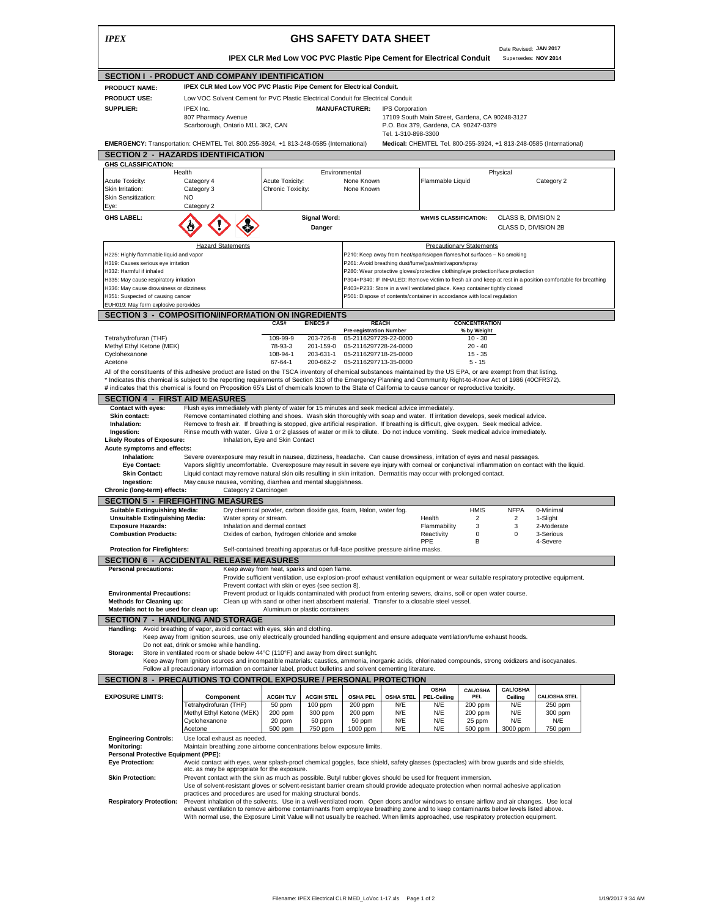*IPEX*

# GHS SAFETY DATA SHEET

Date Revised: **JAN 2017**
Supersedes: **NOV 2014**

**IPEX CLR Med Low VOC PVC Plastic Pipe Cement for Electrical Conduit**

## SECTION I - PRODUCT AND COMPANY IDENTIFICATION

**PRODUCT NAME:** IPEX CLR Med Low VOC PVC Plastic Pipe Cement for Electrical Conduit.

**PRODUCT USE:** Low VOC Solvent Cement for PVC Plastic Electrical Conduit for Electrical Conduit

**SUPPLIER:** IPEX Inc.
807 Pharmacy Avenue
Scarborough, Ontario M1L 3K2, CAN

**MANUFACTURER:** IPS Corporation
17109 South Main Street, Gardena, CA 90248-3127
P.O. Box 379, Gardena, CA 90247-0379
Tel. 1-310-898-3300

**EMERGENCY:** Transportation: CHEMTEL Tel. 800.255-3924, +1 813-248-0585 (International)
**Medical:** CHEMTEL Tel. 800-255-3924, +1 813-248-0585 (International)

## SECTION 2 - HAZARDS IDENTIFICATION

**GHS CLASSIFICATION:**

| Health | | Environmental | | Physical | |
|---|---|---|---|---|---|
| Acute Toxicity: | Category 4 | Acute Toxicity: | None Known | Flammable Liquid | Category 2 |
| Skin Irritation: | Category 3 | Chronic Toxicity: | None Known | | |
| Skin Sensitization: | NO | | | | |
| Eye: | Category 2 | | | | |

**GHS LABEL:**

**Signal Word:** Danger

**WHMIS CLASSIFICATION:** CLASS B, DIVISION 2; CLASS D, DIVISION 2B

| Hazard Statements | Precautionary Statements |
|---|---|
| H225: Highly flammable liquid and vapor | P210: Keep away from heat/sparks/open flames/hot surfaces – No smoking |
| H319: Causes serious eye irritation | P261: Avoid breathing dust/fume/gas/mist/vapors/spray |
| H332: Harmful if inhaled | P280: Wear protective gloves/protective clothing/eye protection/face protection |
| H335: May cause respiratory irritation | P304+P340: IF INHALED: Remove victim to fresh air and keep at rest in a position comfortable for breathing |
| H336: May cause drowsiness or dizziness | P403+P233: Store in a well ventilated place. Keep container tightly closed |
| H351: Suspected of causing cancer | P501: Dispose of contents/container in accordance with local regulation |
| EUH019: May form explosive peroxides | |

## SECTION 3 - COMPOSITION/INFORMATION ON INGREDIENTS

| | CAS# | EINECS # | REACH Pre-registration Number | CONCENTRATION % by Weight |
|---|---|---|---|---|
| Tetrahydrofuran (THF) | 109-99-9 | 203-726-8 | 05-2116297729-22-0000 | 10 - 30 |
| Methyl Ethyl Ketone (MEK) | 78-93-3 | 201-159-0 | 05-2116297728-24-0000 | 20 - 40 |
| Cyclohexanone | 108-94-1 | 203-631-1 | 05-2116297718-25-0000 | 15 - 35 |
| Acetone | 67-64-1 | 200-662-2 | 05-2116297713-35-0000 | 5 - 15 |

All of the constituents of this adhesive product are listed on the TSCA inventory of chemical substances maintained by the US EPA, or are exempt from that listing.
\* Indicates this chemical is subject to the reporting requirements of Section 313 of the Emergency Planning and Community Right-to-Know Act of 1986 (40CFR372).
\# indicates that this chemical is found on Proposition 65's List of chemicals known to the State of California to cause cancer or reproductive toxicity.

## SECTION 4 - FIRST AID MEASURES

**Contact with eyes:** Flush eyes immediately with plenty of water for 15 minutes and seek medical advice immediately.
**Skin contact:** Remove contaminated clothing and shoes. Wash skin thoroughly with soap and water. If irritation develops, seek medical advice.
**Inhalation:** Remove to fresh air. If breathing is stopped, give artificial respiration. If breathing is difficult, give oxygen. Seek medical advice.
**Ingestion:** Rinse mouth with water. Give 1 or 2 glasses of water or milk to dilute. Do not induce vomiting. Seek medical advice immediately.
**Likely Routes of Exposure:** Inhalation, Eye and Skin Contact
**Acute symptoms and effects:**
**Inhalation:** Severe overexposure may result in nausea, dizziness, headache. Can cause drowsiness, irritation of eyes and nasal passages.
**Eye Contact:** Vapors slightly uncomfortable. Overexposure may result in severe eye injury with corneal or conjunctival inflammation on contact with the liquid.
**Skin Contact:** Liquid contact may remove natural skin oils resulting in skin irritation. Dermatitis may occur with prolonged contact.
**Ingestion:** May cause nausea, vomiting, diarrhea and mental sluggishness.
**Chronic (long-term) effects:** Category 2 Carcinogen

## SECTION 5 - FIREFIGHTING MEASURES

**Suitable Extinguishing Media:** Dry chemical powder, carbon dioxide gas, foam, Halon, water fog.
**Unsuitable Extinguishing Media:** Water spray or stream.
**Exposure Hazards:** Inhalation and dermal contact
**Combustion Products:** Oxides of carbon, hydrogen chloride and smoke
**Protection for Firefighters:** Self-contained breathing apparatus or full-face positive pressure airline masks.

| | HMIS | NFPA | |
|---|---|---|---|
| | | | 0-Minimal |
| Health | 2 | 2 | 1-Slight |
| Flammability | 3 | 3 | 2-Moderate |
| Reactivity | 0 | 0 | 3-Serious |
| PPE | B | | 4-Severe |

## SECTION 6 - ACCIDENTAL RELEASE MEASURES

**Personal precautions:** Keep away from heat, sparks and open flame.
Provide sufficient ventilation, use explosion-proof exhaust ventilation equipment or wear suitable respiratory protective equipment.
Prevent contact with skin or eyes (see section 8).
**Environmental Precautions:** Prevent product or liquids contaminated with product from entering sewers, drains, soil or open water course.
**Methods for Cleaning up:** Clean up with sand or other inert absorbent material. Transfer to a closable steel vessel.
**Materials not to be used for clean up:** Aluminum or plastic containers

## SECTION 7 - HANDLING AND STORAGE

**Handling:** Avoid breathing of vapor, avoid contact with eyes, skin and clothing.
Keep away from ignition sources, use only electrically grounded handling equipment and ensure adequate ventilation/fume exhaust hoods.
Do not eat, drink or smoke while handling.
**Storage:** Store in ventilated room or shade below 44°C (110°F) and away from direct sunlight.
Keep away from ignition sources and incompatible materials: caustics, ammonia, inorganic acids, chlorinated compounds, strong oxidizers and isocyanates.
Follow all precautionary information on container label, product bulletins and solvent cementing literature.

## SECTION 8 - PRECAUTIONS TO CONTROL EXPOSURE / PERSONAL PROTECTION

**EXPOSURE LIMITS:**

| Component | ACGIH TLV | ACGIH STEL | OSHA PEL | OSHA STEL | OSHA PEL-Ceiling | CAL/OSHA PEL | CAL/OSHA Ceiling | CAL/OSHA STEL |
|---|---|---|---|---|---|---|---|---|
| Tetrahydrofuran (THF) | 50 ppm | 100 ppm | 200 ppm | N/E | N/E | 200 ppm | N/E | 250 ppm |
| Methyl Ethyl Ketone (MEK) | 200 ppm | 300 ppm | 200 ppm | N/E | N/E | 200 ppm | N/E | 300 ppm |
| Cyclohexanone | 20 ppm | 50 ppm | 50 ppm | N/E | N/E | 25 ppm | N/E | N/E |
| Acetone | 500 ppm | 750 ppm | 1000 ppm | N/E | N/E | 500 ppm | 3000 ppm | 750 ppm |

**Engineering Controls:** Use local exhaust as needed.
**Monitoring:** Maintain breathing zone airborne concentrations below exposure limits.
**Personal Protective Equipment (PPE):**
**Eye Protection:** Avoid contact with eyes, wear splash-proof chemical goggles, face shield, safety glasses (spectacles) with brow guards and side shields, etc. as may be appropriate for the exposure.
**Skin Protection:** Prevent contact with the skin as much as possible. Butyl rubber gloves should be used for frequent immersion.
Use of solvent-resistant gloves or solvent-resistant barrier cream should provide adequate protection when normal adhesive application practices and procedures are used for making structural bonds.
**Respiratory Protection:** Prevent inhalation of the solvents. Use in a well-ventilated room. Open doors and/or windows to ensure airflow and air changes. Use local exhaust ventilation to remove airborne contaminants from employee breathing zone and to keep contaminants below levels listed above.
With normal use, the Exposure Limit Value will not usually be reached. When limits approached, use respiratory protection equipment.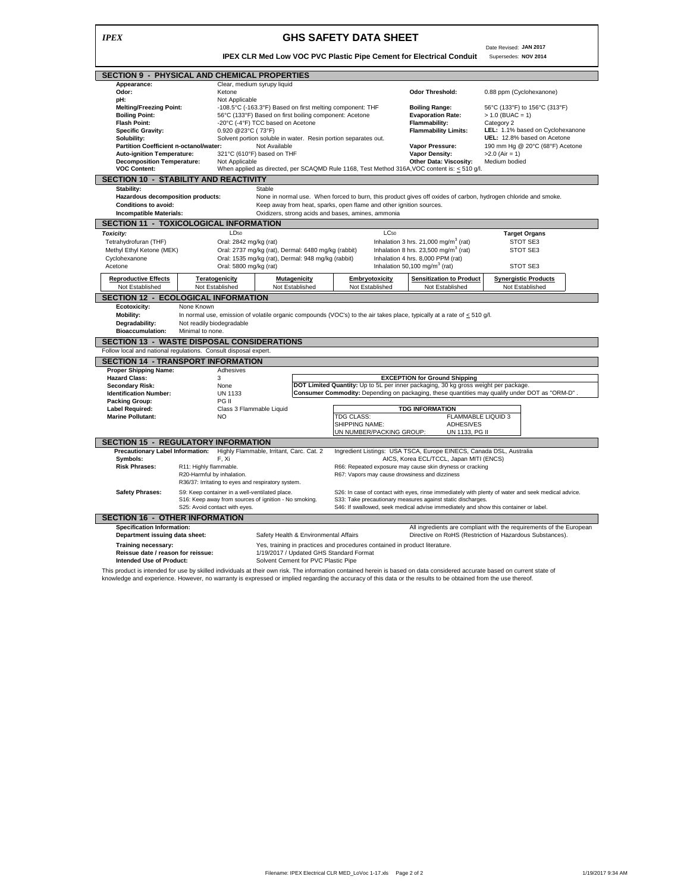**IPEX**

# GHS SAFETY DATA SHEET

Date Revised: **JAN 2017**
Supersedes: **NOV 2014**

**IPEX CLR Med Low VOC PVC Plastic Pipe Cement for Electrical Conduit**

## SECTION 9 - PHYSICAL AND CHEMICAL PROPERTIES

| | | | |
|---|---|---|---|
| **Appearance:** | Clear, medium syrupy liquid | | |
| **Odor:** | Ketone | **Odor Threshold:** | 0.88 ppm (Cyclohexanone) |
| **pH:** | Not Applicable | | |
| **Melting/Freezing Point:** | -108.5°C (-163.3°F) Based on first melting component: THF | **Boiling Range:** | 56°C (133°F) to 156°C (313°F) |
| **Boiling Point:** | 56°C (133°F) Based on first boiling component: Acetone | **Evaporation Rate:** | > 1.0 (BUAC = 1) |
| **Flash Point:** | -20°C (-4°F) TCC based on Acetone | **Flammability:** | Category 2 |
| **Specific Gravity:** | 0.920 @23°C ( 73°F) | **Flammability Limits:** | **LEL:** 1.1% based on Cyclohexanone |
| **Solubility:** | Solvent portion soluble in water. Resin portion separates out. | | **UEL:** 12.8% based on Acetone |
| **Partition Coefficient n-octanol/water:** | Not Available | **Vapor Pressure:** | 190 mm Hg @ 20°C (68°F) Acetone |
| **Auto-ignition Temperature:** | 321°C (610°F) based on THF | **Vapor Density:** | >2.0 (Air = 1) |
| **Decomposition Temperature:** | Not Applicable | **Other Data: Viscosity:** | Medium bodied |
| **VOC Content:** | When applied as directed, per SCAQMD Rule 1168, Test Method 316A, VOC content is: ≤ 510 g/l. | | |

## SECTION 10 - STABILITY AND REACTIVITY

| | |
|---|---|
| **Stability:** | Stable |
| **Hazardous decomposition products:** | None in normal use. When forced to burn, this product gives off oxides of carbon, hydrogen chloride and smoke. |
| **Conditions to avoid:** | Keep away from heat, sparks, open flame and other ignition sources. |
| **Incompatible Materials:** | Oxidizers, strong acids and bases, amines, ammonia |

## SECTION 11 - TOXICOLOGICAL INFORMATION

| *Toxicity:* | $LD_{50}$ | $LC_{50}$ | Target Organs |
|---|---|---|---|
| Tetrahydrofuran (THF) | Oral: 2842 mg/kg (rat) | Inhalation 3 hrs. 21,000 mg/m$^3$ (rat) | STOT SE3 |
| Methyl Ethyl Ketone (MEK) | Oral: 2737 mg/kg (rat), Dermal: 6480 mg/kg (rabbit) | Inhalation 8 hrs. 23,500 mg/m$^3$ (rat) | STOT SE3 |
| Cyclohexanone | Oral: 1535 mg/kg (rat), Dermal: 948 mg/kg (rabbit) | Inhalation 4 hrs. 8,000 PPM (rat) | |
| Acetone | Oral: 5800 mg/kg (rat) | Inhalation 50,100 mg/m$^3$ (rat) | STOT SE3 |

| Reproductive Effects | Teratogenicity | Mutagenicity | Embryotoxicity | Sensitization to Product | Synergistic Products |
|---|---|---|---|---|---|
| Not Established | Not Established | Not Established | Not Established | Not Established | Not Established |

## SECTION 12 - ECOLOGICAL INFORMATION

| | |
|---|---|
| **Ecotoxicity:** | None Known |
| **Mobility:** | In normal use, emission of volatile organic compounds (VOC's) to the air takes place, typically at a rate of ≤ 510 g/l. |
| **Degradability:** | Not readily biodegradable |
| **Bioaccumulation:** | Minimal to none. |

## SECTION 13 - WASTE DISPOSAL CONSIDERATIONS

Follow local and national regulations. Consult disposal expert.

## SECTION 14 - TRANSPORT INFORMATION

| | |
|---|---|
| **Proper Shipping Name:** | Adhesives |
| **Hazard Class:** | 3 |
| **Secondary Risk:** | None |
| **Identification Number:** | UN 1133 |
| **Packing Group:** | PG II |
| **Label Required:** | Class 3 Flammable Liquid |
| **Marine Pollutant:** | NO |

**EXCEPTION for Ground Shipping**

**DOT Limited Quantity:** Up to 5L per inner packaging, 30 kg gross weight per package.
**Consumer Commodity:** Depending on packaging, these quantities may qualify under DOT as "ORM-D" .

| TDG INFORMATION | |
|---|---|
| TDG CLASS: | FLAMMABLE LIQUID 3 |
| SHIPPING NAME: | ADHESIVES |
| UN NUMBER/PACKING GROUP: | UN 1133, PG II |

## SECTION 15 - REGULATORY INFORMATION

**Precautionary Label Information:** Highly Flammable, Irritant, Carc. Cat. 2
**Symbols:** F, Xi

Ingredient Listings: USA TSCA, Europe EINECS, Canada DSL, Australia AICS, Korea ECL/TCCL, Japan MITI (ENCS)

**Risk Phrases:**
- R11: Highly flammable.
- R20-Harmful by inhalation.
- R36/37: Irritating to eyes and respiratory system.
- R66: Repeated exposure may cause skin dryness or cracking
- R67: Vapors may cause drowsiness and dizziness

**Safety Phrases:**
- S9: Keep container in a well-ventilated place.
- S16: Keep away from sources of ignition - No smoking.
- S25: Avoid contact with eyes.
- S26: In case of contact with eyes, rinse immediately with plenty of water and seek medical advice.
- S33: Take precautionary measures against static discharges.
- S46: If swallowed, seek medical advise immediately and show this container or label.

## SECTION 16 - OTHER INFORMATION

**Specification Information:** All ingredients are compliant with the requirements of the European Directive on RoHS (Restriction of Hazardous Substances).
**Department issuing data sheet:** Safety Health & Environmental Affairs
**Training necessary:** Yes, training in practices and procedures contained in product literature.
**Reissue date / reason for reissue:** 1/19/2017 / Updated GHS Standard Format
**Intended Use of Product:** Solvent Cement for PVC Plastic Pipe

This product is intended for use by skilled individuals at their own risk. The information contained herein is based on data considered accurate based on current state of knowledge and experience. However, no warranty is expressed or implied regarding the accuracy of this data or the results to be obtained from the use thereof.